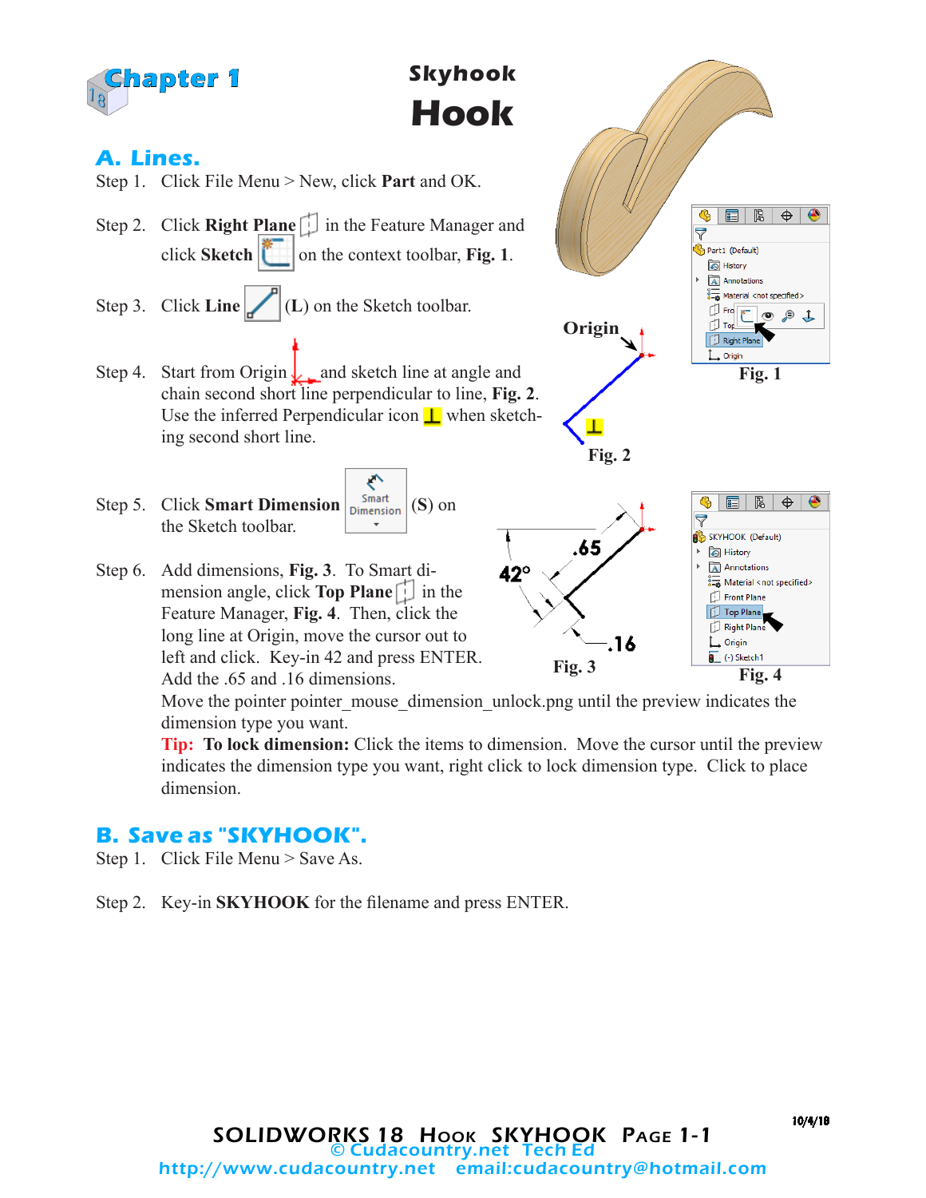# Chapter 1

## Skyhook
# Hook

## A. Lines.

Step 1. Click File Menu > New, click **Part** and OK.

Step 2. Click **Right Plane** in the Feature Manager and click **Sketch** on the context toolbar, **Fig. 1**.

Step 3. Click **Line** (**L**) on the Sketch toolbar.

Step 4. Start from Origin and sketch line at angle and chain second short line perpendicular to line, **Fig. 2**. Use the inferred Perpendicular icon ⊥ when sketching second short line.

Step 5. Click **Smart Dimension** (**S**) on the Sketch toolbar.

Step 6. Add dimensions, **Fig. 3**. To Smart dimension angle, click **Top Plane** in the Feature Manager, **Fig. 4**. Then, click the long line at Origin, move the cursor out to left and click. Key-in 42 and press ENTER. Add the .65 and .16 dimensions.
Move the pointer pointer_mouse_dimension_unlock.png until the preview indicates the dimension type you want.
**Tip: To lock dimension:** Click the items to dimension. Move the cursor until the preview indicates the dimension type you want, right click to lock dimension type. Click to place dimension.

Fig. 1

Origin

Fig. 2

42°  .65  .16

Fig. 3

Fig. 4

## B. Save as "SKYHOOK".

Step 1. Click File Menu > Save As.

Step 2. Key-in **SKYHOOK** for the filename and press ENTER.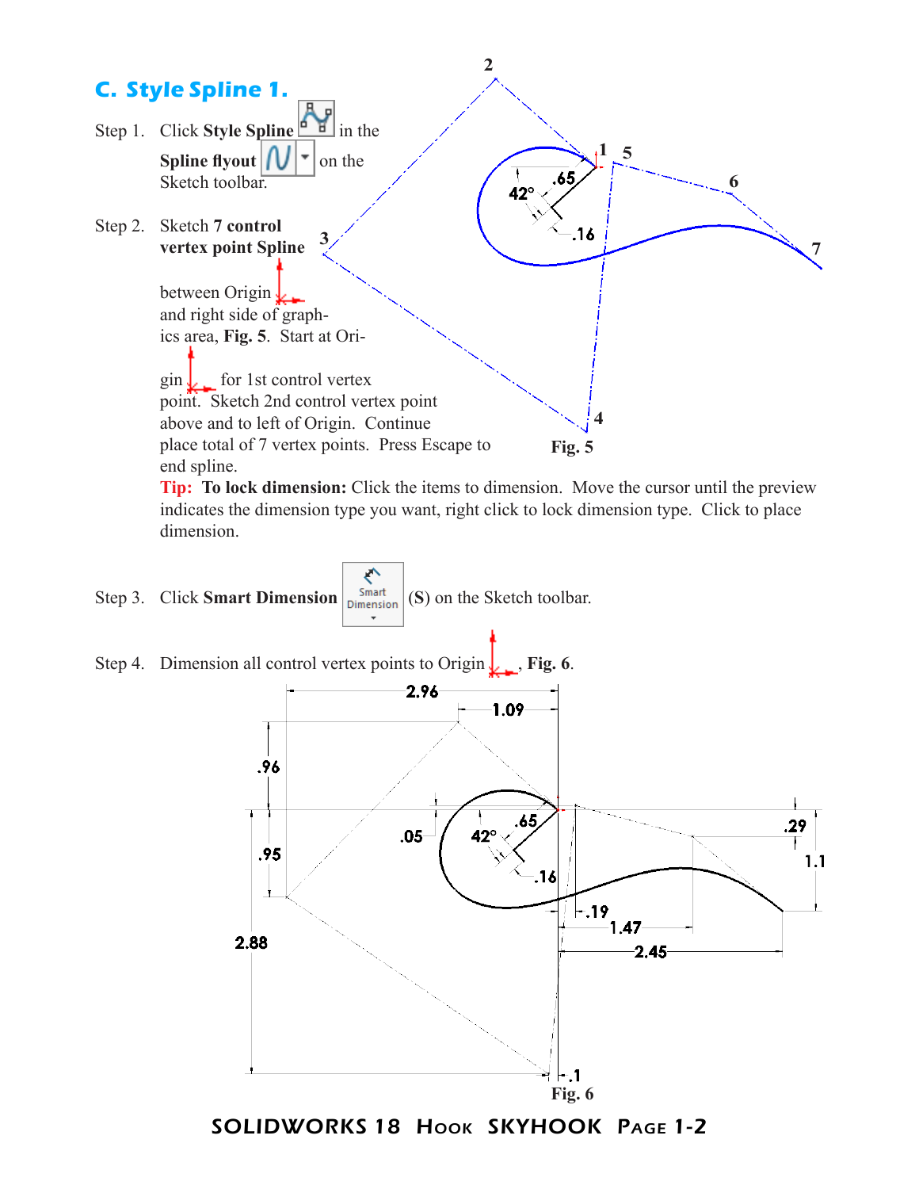## C. Style Spline 1.

Step 1. Click **Style Spline** in the **Spline flyout** on the Sketch toolbar.

Step 2. Sketch **7 control vertex point Spline** between Origin and right side of graphics area, **Fig. 5**. Start at Origin for 1st control vertex point. Sketch 2nd control vertex point above and to left of Origin. Continue place total of 7 vertex points. Press Escape to end spline.

Fig. 5

**Tip: To lock dimension:** Click the items to dimension. Move the cursor until the preview indicates the dimension type you want, right click to lock dimension type. Click to place dimension.

Step 3. Click **Smart Dimension** (**S**) on the Sketch toolbar.

Step 4. Dimension all control vertex points to Origin, **Fig. 6**.

Fig. 6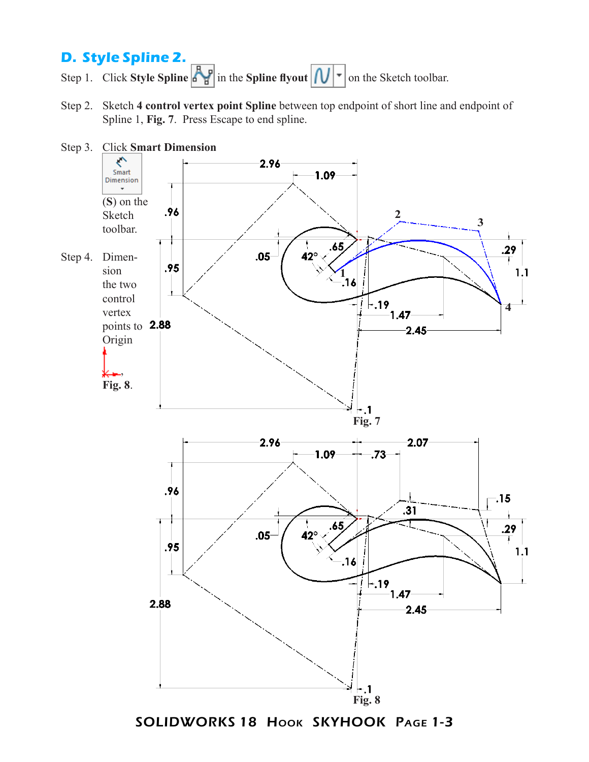## D. Style Spline 2.

Step 1. Click **Style Spline** in the **Spline flyout** on the Sketch toolbar.

Step 2. Sketch **4 control vertex point Spline** between top endpoint of short line and endpoint of Spline 1, **Fig. 7**. Press Escape to end spline.

Step 3. Click **Smart Dimension** (**S**) on the Sketch toolbar.

Step 4. Dimension the two control vertex points to Origin , **Fig. 8**.

Fig. 7

Fig. 8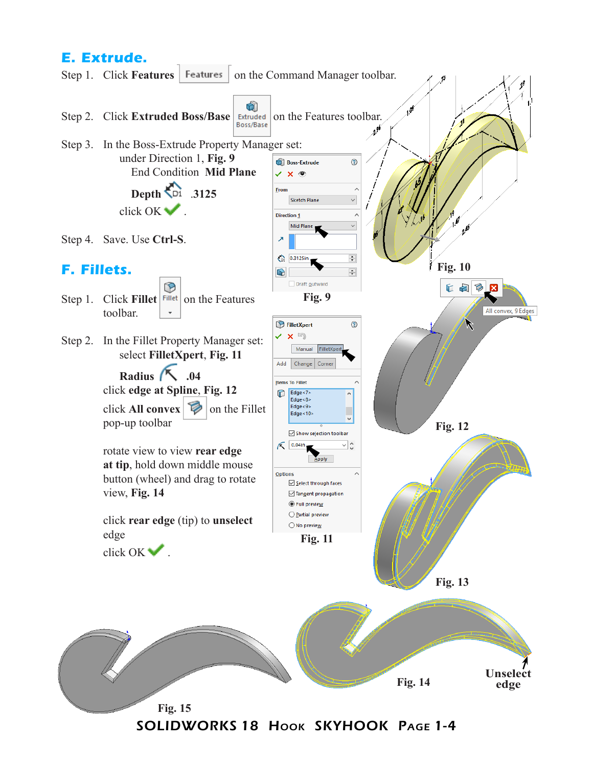## E. Extrude.

Step 1. Click **Features** [Features] on the Command Manager toolbar.

Step 2. Click **Extruded Boss/Base** [Extruded Boss/Base] on the Features toolbar.

Step 3. In the Boss-Extrude Property Manager set:
under Direction 1, **Fig. 9**
End Condition **Mid Plane**

**Depth** .3125

click OK.

Step 4. Save. Use **Ctrl-S**.

Fig. 9

Fig. 10

## F. Fillets.

Step 1. Click **Fillet** [Fillet] on the Features toolbar.

Step 2. In the Fillet Property Manager set:
select **FilletXpert**, **Fig. 11**

**Radius** .04

click **edge at Spline**, **Fig. 12**

click **All convex** on the Fillet pop-up toolbar

rotate view to view **rear edge at tip**, hold down middle mouse button (wheel) and drag to rotate view, **Fig. 14**

click **rear edge** (tip) to **unselect** edge

click OK.

Fig. 11

All convex, 9 Edges

Fig. 12

Fig. 13

Fig. 14

Unselect edge

Fig. 15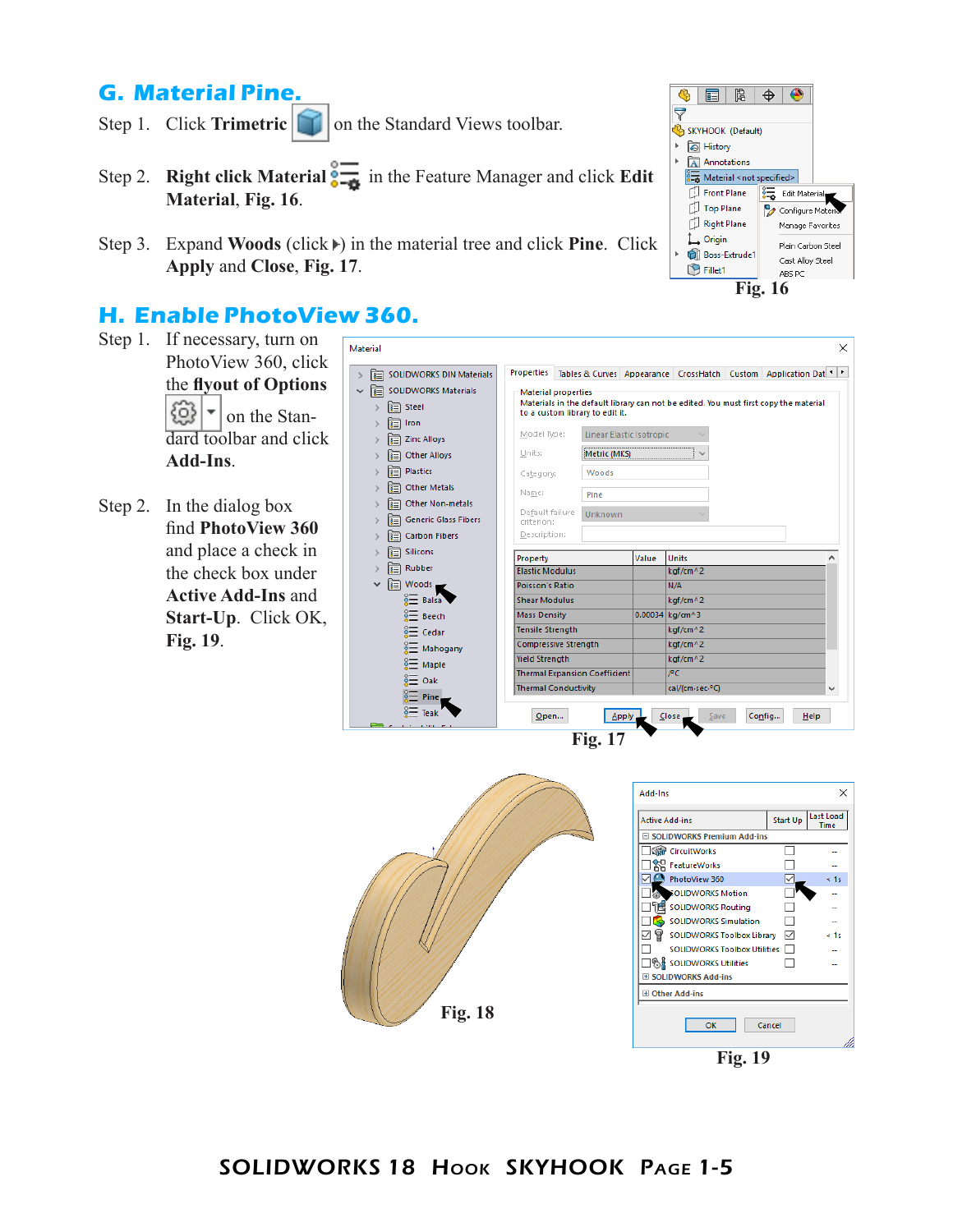## G. Material Pine.

Step 1. Click **Trimetric** on the Standard Views toolbar.

Step 2. **Right click Material** in the Feature Manager and click **Edit Material**, **Fig. 16**.

Step 3. Expand **Woods** (click ▸) in the material tree and click **Pine**. Click **Apply** and **Close**, **Fig. 17**.

Fig. 16

## H. Enable PhotoView 360.

Step 1. If necessary, turn on PhotoView 360, click the **flyout of Options** on the Standard toolbar and click **Add-Ins**.

Step 2. In the dialog box find **PhotoView 360** and place a check in the check box under **Active Add-Ins** and **Start-Up**. Click OK, **Fig. 19**.

Fig. 17

Fig. 18

Fig. 19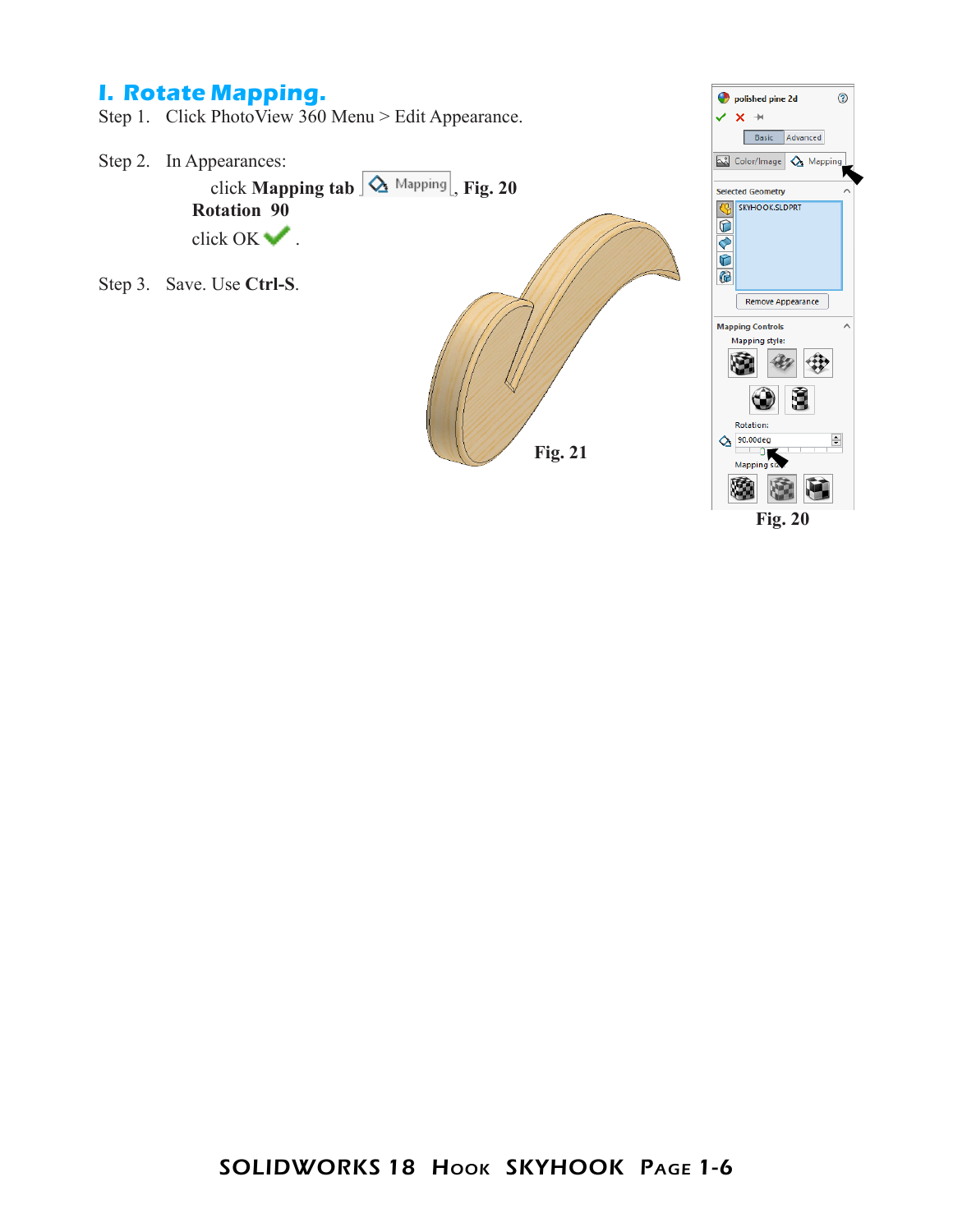## I. Rotate Mapping.

Step 1. Click PhotoView 360 Menu > Edit Appearance.

Step 2. In Appearances:

click **Mapping tab** Mapping, **Fig. 20**

**Rotation 90**

click OK .

Step 3. Save. Use **Ctrl-S**.

**Fig. 21**

**Fig. 20**